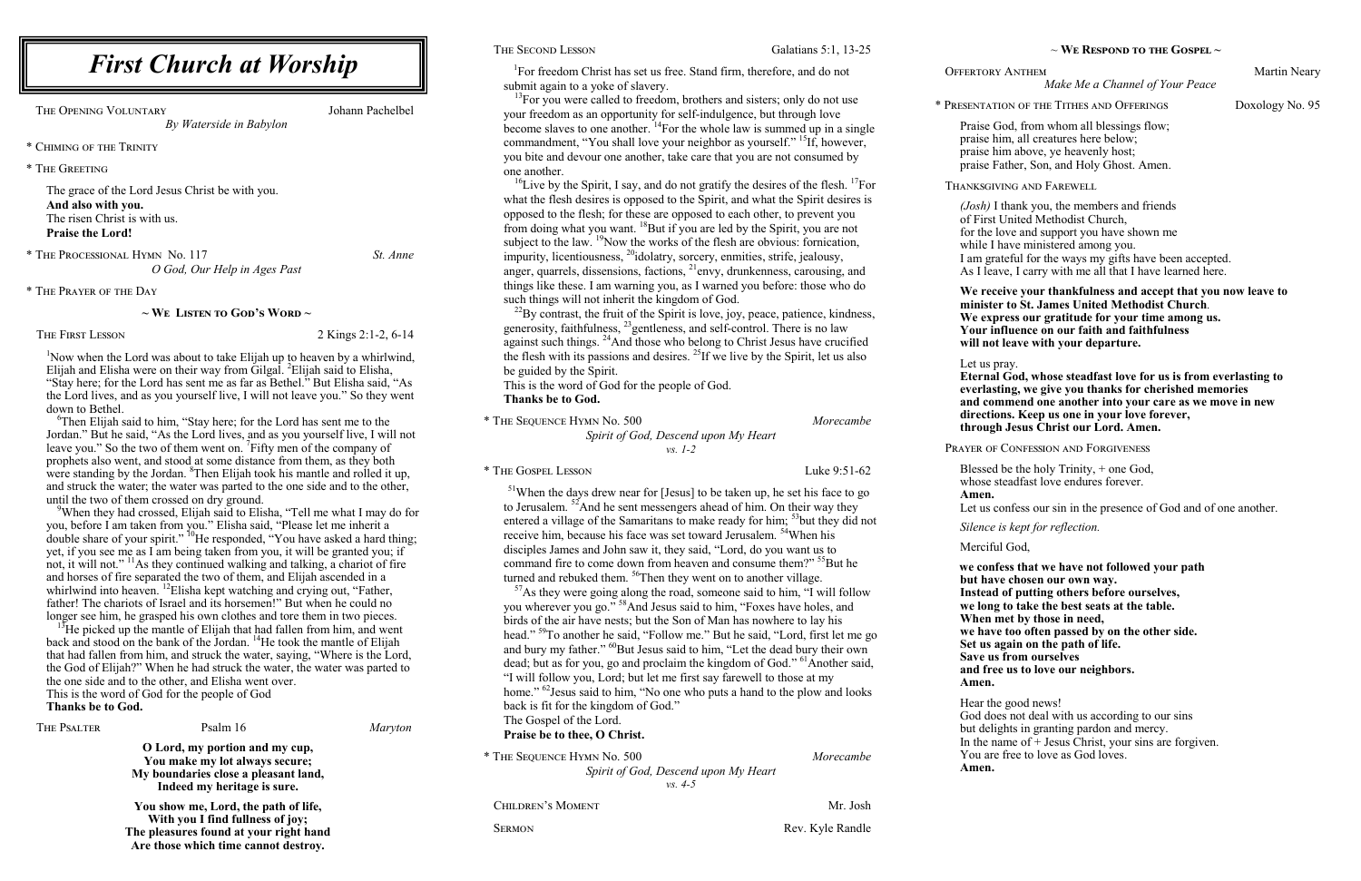# First Church at Worship

THE OPENING VOLUNTARY — Johann Pachelbel
*By Waterside in Babylon*

\* CHIMING OF THE TRINITY

\* THE GREETING

The grace of the Lord Jesus Christ be with you.
**And also with you.**
The risen Christ is with us.
**Praise the Lord!**

\* THE PROCESSIONAL HYMN No. 117 — *St. Anne*
*O God, Our Help in Ages Past*

\* THE PRAYER OF THE DAY

## ~ We Listen to God's Word ~

THE FIRST LESSON — 2 Kings 2:1-2, 6-14

[1]Now when the Lord was about to take Elijah up to heaven by a whirlwind, Elijah and Elisha were on their way from Gilgal. [2]Elijah said to Elisha, "Stay here; for the Lord has sent me as far as Bethel." But Elisha said, "As the Lord lives, and as you yourself live, I will not leave you." So they went down to Bethel.

[6]Then Elijah said to him, "Stay here; for the Lord has sent me to the Jordan." But he said, "As the Lord lives, and as you yourself live, I will not leave you." So the two of them went on. [7]Fifty men of the company of prophets also went, and stood at some distance from them, as they both were standing by the Jordan. [8]Then Elijah took his mantle and rolled it up, and struck the water; the water was parted to the one side and to the other, until the two of them crossed on dry ground.

[9]When they had crossed, Elijah said to Elisha, "Tell me what I may do for you, before I am taken from you." Elisha said, "Please let me inherit a double share of your spirit." [10]He responded, "You have asked a hard thing; yet, if you see me as I am being taken from you, it will be granted you; if not, it will not." [11]As they continued walking and talking, a chariot of fire and horses of fire separated the two of them, and Elijah ascended in a whirlwind into heaven. [12]Elisha kept watching and crying out, "Father, father! The chariots of Israel and its horsemen!" But when he could no longer see him, he grasped his own clothes and tore them in two pieces.

[13]He picked up the mantle of Elijah that had fallen from him, and went back and stood on the bank of the Jordan. [14]He took the mantle of Elijah that had fallen from him, and struck the water, saying, "Where is the Lord, the God of Elijah?" When he had struck the water, the water was parted to the one side and to the other, and Elisha went over.
This is the word of God for the people of God
**Thanks be to God.**

THE PSALTER — Psalm 16 — *Maryton*

**O Lord, my portion and my cup,**
**You make my lot always secure;**
**My boundaries close a pleasant land,**
**Indeed my heritage is sure.**

**You show me, Lord, the path of life,**
**With you I find fullness of joy;**
**The pleasures found at your right hand**
**Are those which time cannot destroy.**

THE SECOND LESSON — Galatians 5:1, 13-25

[1]For freedom Christ has set us free. Stand firm, therefore, and do not submit again to a yoke of slavery.

[13]For you were called to freedom, brothers and sisters; only do not use your freedom as an opportunity for self-indulgence, but through love become slaves to one another. [14]For the whole law is summed up in a single commandment, "You shall love your neighbor as yourself." [15]If, however, you bite and devour one another, take care that you are not consumed by one another.

[16]Live by the Spirit, I say, and do not gratify the desires of the flesh. [17]For what the flesh desires is opposed to the Spirit, and what the Spirit desires is opposed to the flesh; for these are opposed to each other, to prevent you from doing what you want. [18]But if you are led by the Spirit, you are not subject to the law. [19]Now the works of the flesh are obvious: fornication, impurity, licentiousness, [20]idolatry, sorcery, enmities, strife, jealousy, anger, quarrels, dissensions, factions, [21]envy, drunkenness, carousing, and things like these. I am warning you, as I warned you before: those who do such things will not inherit the kingdom of God.

[22]By contrast, the fruit of the Spirit is love, joy, peace, patience, kindness, generosity, faithfulness, [23]gentleness, and self-control. There is no law against such things. [24]And those who belong to Christ Jesus have crucified the flesh with its passions and desires. [25]If we live by the Spirit, let us also be guided by the Spirit.
This is the word of God for the people of God.
**Thanks be to God.**

\* THE SEQUENCE HYMN No. 500 — *Morecambe*
*Spirit of God, Descend upon My Heart*
*vs. 1-2*

\* THE GOSPEL LESSON — Luke 9:51-62

[51]When the days drew near for [Jesus] to be taken up, he set his face to go to Jerusalem. [52]And he sent messengers ahead of him. On their way they entered a village of the Samaritans to make ready for him; [53]but they did not receive him, because his face was set toward Jerusalem. [54]When his disciples James and John saw it, they said, "Lord, do you want us to command fire to come down from heaven and consume them?" [55]But he turned and rebuked them. [56]Then they went on to another village.

[57]As they were going along the road, someone said to him, "I will follow you wherever you go." [58]And Jesus said to him, "Foxes have holes, and birds of the air have nests; but the Son of Man has nowhere to lay his head." [59]To another he said, "Follow me." But he said, "Lord, first let me go and bury my father." [60]But Jesus said to him, "Let the dead bury their own dead; but as for you, go and proclaim the kingdom of God." [61]Another said, "I will follow you, Lord; but let me first say farewell to those at my home." [62]Jesus said to him, "No one who puts a hand to the plow and looks back is fit for the kingdom of God."
The Gospel of the Lord.
**Praise be to thee, O Christ.**

\* THE SEQUENCE HYMN No. 500 — *Morecambe*
*Spirit of God, Descend upon My Heart*
*vs. 4-5*

CHILDREN'S MOMENT — Mr. Josh

SERMON — Rev. Kyle Randle

## ~ We Respond to the Gospel ~

OFFERTORY ANTHEM — Martin Neary
*Make Me a Channel of Your Peace*

\* PRESENTATION OF THE TITHES AND OFFERINGS — Doxology No. 95

Praise God, from whom all blessings flow;
praise him, all creatures here below;
praise him above, ye heavenly host;
praise Father, Son, and Holy Ghost. Amen.

THANKSGIVING AND FAREWELL

*(Josh)* I thank you, the members and friends
of First United Methodist Church,
for the love and support you have shown me
while I have ministered among you.
I am grateful for the ways my gifts have been accepted.
As I leave, I carry with me all that I have learned here.

**We receive your thankfulness and accept that you now leave to minister to St. James United Methodist Church.**
**We express our gratitude for your time among us.**
**Your influence on our faith and faithfulness**
**will not leave with your departure.**

Let us pray.
**Eternal God, whose steadfast love for us is from everlasting to everlasting, we give you thanks for cherished memories and commend one another into your care as we move in new directions. Keep us one in your love forever, through Jesus Christ our Lord. Amen.**

PRAYER OF CONFESSION AND FORGIVENESS

Blessed be the holy Trinity, + one God,
whose steadfast love endures forever.
**Amen.**
Let us confess our sin in the presence of God and of one another.

*Silence is kept for reflection.*

Merciful God,

**we confess that we have not followed your path**
**but have chosen our own way.**
**Instead of putting others before ourselves,**
**we long to take the best seats at the table.**
**When met by those in need,**
**we have too often passed by on the other side.**
**Set us again on the path of life.**
**Save us from ourselves**
**and free us to love our neighbors.**
**Amen.**

Hear the good news!
God does not deal with us according to our sins
but delights in granting pardon and mercy.
In the name of + Jesus Christ, your sins are forgiven.
You are free to love as God loves.
**Amen.**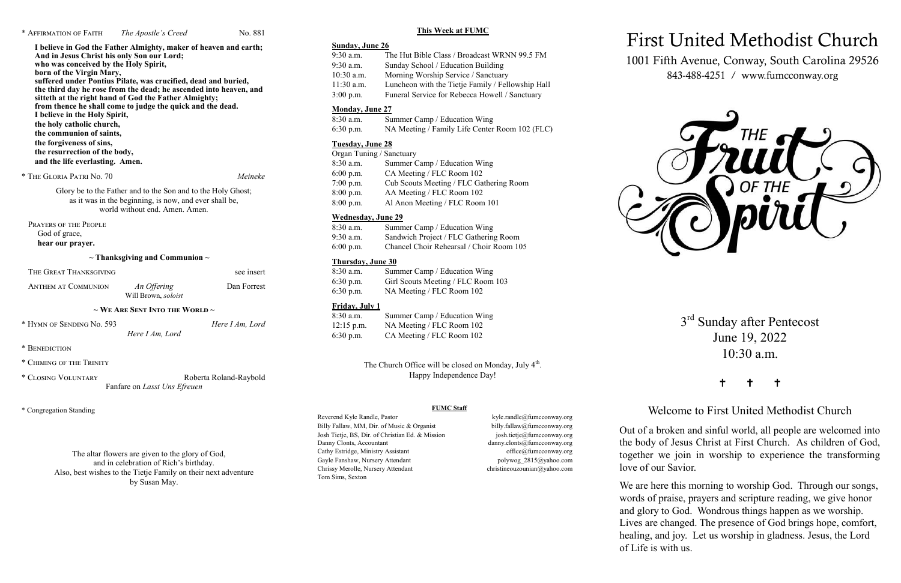\* Affirmation of Faith *The Apostle's Creed* No. 881

**I believe in God the Father Almighty, maker of heaven and earth;
And in Jesus Christ his only Son our Lord;
who was conceived by the Holy Spirit,
born of the Virgin Mary,
suffered under Pontius Pilate, was crucified, dead and buried,
the third day he rose from the dead; he ascended into heaven, and sitteth at the right hand of God the Father Almighty;
from thence he shall come to judge the quick and the dead.
I believe in the Holy Spirit,
the holy catholic church,
the communion of saints,
the forgiveness of sins,
the resurrection of the body,
and the life everlasting. Amen.**

\* The Gloria Patri No. 70 *Meineke*

Glory be to the Father and to the Son and to the Holy Ghost;
as it was in the beginning, is now, and ever shall be,
world without end. Amen. Amen.

Prayers of the People
God of grace,
**hear our prayer.**

**~ Thanksgiving and Communion ~**

The Great Thanksgiving see insert

Anthem at Communion *An Offering* Dan Forrest
Will Brown, *soloist*

**~ We Are Sent Into the World ~**

\* Hymn of Sending No. 593 *Here I Am, Lord*
*Here I Am, Lord*

\* Benediction

\* Chiming of the Trinity

\* Closing Voluntary Roberta Roland-Raybold
Fanfare on *Lasst Uns Efreuen*

\* Congregation Standing

The altar flowers are given to the glory of God,
and in celebration of Rich's birthday.
Also, best wishes to the Tietje Family on their next adventure
by Susan May.

## This Week at FUMC

**Sunday, June 26**
9:30 a.m. The Hut Bible Class / Broadcast WRNN 99.5 FM
9:30 a.m. Sunday School / Education Building
10:30 a.m. Morning Worship Service / Sanctuary
11:30 a.m. Luncheon with the Tietje Family / Fellowship Hall
3:00 p.m. Funeral Service for Rebecca Howell / Sanctuary

**Monday, June 27**
8:30 a.m. Summer Camp / Education Wing
6:30 p.m. NA Meeting / Family Life Center Room 102 (FLC)

**Tuesday, June 28**
Organ Tuning / Sanctuary
8:30 a.m. Summer Camp / Education Wing
6:00 p.m. CA Meeting / FLC Room 102
7:00 p.m. Cub Scouts Meeting / FLC Gathering Room
8:00 p.m. AA Meeting / FLC Room 102
8:00 p.m. Al Anon Meeting / FLC Room 101

**Wednesday, June 29**
8:30 a.m. Summer Camp / Education Wing
9:30 a.m. Sandwich Project / FLC Gathering Room
6:00 p.m. Chancel Choir Rehearsal / Choir Room 105

**Thursday, June 30**
8:30 a.m. Summer Camp / Education Wing
6:30 p.m. Girl Scouts Meeting / FLC Room 103
6:30 p.m. NA Meeting / FLC Room 102

**Friday, July 1**
8:30 a.m. Summer Camp / Education Wing
12:15 p.m. NA Meeting / FLC Room 102
6:30 p.m. CA Meeting / FLC Room 102

The Church Office will be closed on Monday, July 4th.
Happy Independence Day!

**FUMC Staff**

| | |
|---|---|
| Reverend Kyle Randle, Pastor | kyle.randle@fumcconway.org |
| Billy Fallaw, MM, Dir. of Music & Organist | billy.fallaw@fumcconway.org |
| Josh Tietje, BS, Dir. of Christian Ed. & Mission | josh.tietje@fumcconway.org |
| Danny Clonts, Accountant | danny.clonts@fumcconway.org |
| Cathy Estridge, Ministry Assistant | office@fumcconway.org |
| Gayle Fanshaw, Nursery Attendant | polywog_2815@yahoo.com |
| Chrissy Merolle, Nursery Attendant | christineouzounian@yahoo.com |
| Tom Sims, Sexton | |

# First United Methodist Church

1001 Fifth Avenue, Conway, South Carolina 29526
843-488-4251 / www.fumcconway.org

THE Fruit OF THE Spirit

3rd Sunday after Pentecost
June 19, 2022
10:30 a.m.

† † †

## Welcome to First United Methodist Church

Out of a broken and sinful world, all people are welcomed into the body of Jesus Christ at First Church. As children of God, together we join in worship to experience the transforming love of our Savior.

We are here this morning to worship God. Through our songs, words of praise, prayers and scripture reading, we give honor and glory to God. Wondrous things happen as we worship. Lives are changed. The presence of God brings hope, comfort, healing, and joy. Let us worship in gladness. Jesus, the Lord of Life is with us.